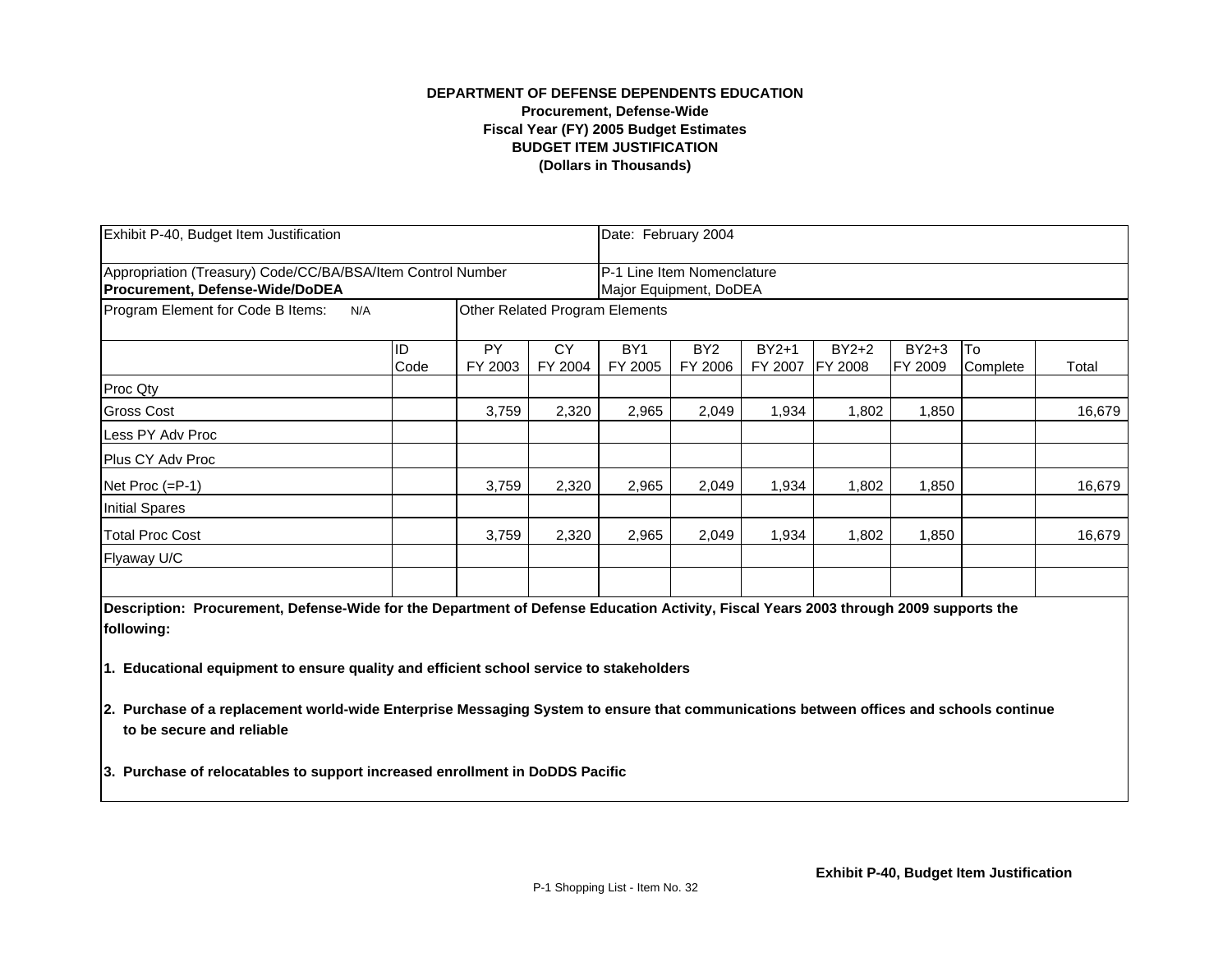**DEPARTMENT OF DEFENSE DEPENDENTS EDUCATION**
**Procurement, Defense-Wide**
**Fiscal Year (FY) 2005 Budget Estimates**
**BUDGET ITEM JUSTIFICATION**
**(Dollars in Thousands)**

| Exhibit P-40, Budget Item Justification | | | | Date: February 2004 | | | | | | |
|---|---|---|---|---|---|---|---|---|---|---|
| Appropriation (Treasury) Code/CC/BA/BSA/Item Control Number **Procurement, Defense-Wide/DoDEA** | | | | P-1 Line Item Nomenclature Major Equipment, DoDEA | | | | | | |
| Program Element for Code B Items: N/A | | Other Related Program Elements | | | | | | | | |
| | ID Code | PY FY 2003 | CY FY 2004 | BY1 FY 2005 | BY2 FY 2006 | BY2+1 FY 2007 | BY2+2 FY 2008 | BY2+3 FY 2009 | To Complete | Total |
| Proc Qty | | | | | | | | | | |
| Gross Cost | | 3,759 | 2,320 | 2,965 | 2,049 | 1,934 | 1,802 | 1,850 | | 16,679 |
| Less PY Adv Proc | | | | | | | | | | |
| Plus CY Adv Proc | | | | | | | | | | |
| Net Proc (=P-1) | | 3,759 | 2,320 | 2,965 | 2,049 | 1,934 | 1,802 | 1,850 | | 16,679 |
| Initial Spares | | | | | | | | | | |
| Total Proc Cost | | 3,759 | 2,320 | 2,965 | 2,049 | 1,934 | 1,802 | 1,850 | | 16,679 |
| Flyaway U/C | | | | | | | | | | |

**Description: Procurement, Defense-Wide for the Department of Defense Education Activity, Fiscal Years 2003 through 2009 supports the following:**

**1. Educational equipment to ensure quality and efficient school service to stakeholders**

**2. Purchase of a replacement world-wide Enterprise Messaging System to ensure that communications between offices and schools continue to be secure and reliable**

**3. Purchase of relocatables to support increased enrollment in DoDDS Pacific**

**Exhibit P-40, Budget Item Justification**

P-1 Shopping List - Item No. 32